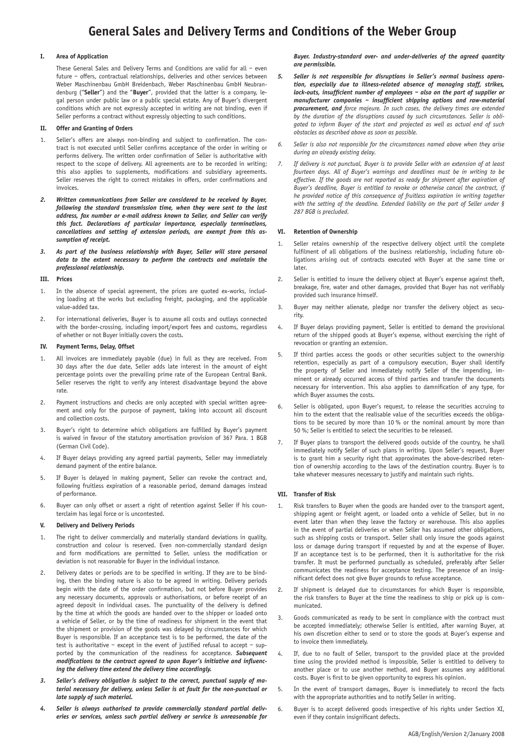# General Sales and Delivery Terms and Conditions of the Weber Group

## I. Area of Application

These General Sales and Delivery Terms and Conditions are valid for all – even future – offers, contractual relationships, deliveries and other services between Weber Maschinenbau GmbH Breidenbach, Weber Maschinenbau GmbH Neubrandenburg ("**Seller**") and the "**Buyer**", provided that the latter is a company, legal person under public law or a public special estate. Any of Buyer's divergent conditions which are not expressly accepted in writing are not binding, even if Seller performs a contract without expressly objecting to such conditions.

## II. Offer and Granting of Orders

1. Seller's offers are always non-binding and subject to confirmation. The contract is not executed until Seller confirms acceptance of the order in writing or performs delivery. The written order confirmation of Seller is authoritative with respect to the scope of delivery. All agreements are to be recorded in writing; this also applies to supplements, modifications and subsidiary agreements. Seller reserves the right to correct mistakes in offers, order confirmations and invoices.

2. ***Written communications from Seller are considered to be received by Buyer, following the standard transmission time, when they were sent to the last address, fax number or e-mail address known to Seller, and Seller can verify this fact. Declarations of particular importance, especially terminations, cancellations and setting of extension periods, are exempt from this assumption of receipt.***

3. ***As part of the business relationship with Buyer, Seller will store personal data to the extent necessary to perform the contracts and maintain the professional relationship.***

## III. Prices

1. In the absence of special agreement, the prices are quoted ex-works, including loading at the works but excluding freight, packaging, and the applicable value-added tax.

2. For international deliveries, Buyer is to assume all costs and outlays connected with the border-crossing, including import/export fees and customs, regardless of whether or not Buyer initially covers the costs.

## IV. Payment Terms, Delay, Offset

1. All invoices are immediately payable (due) in full as they are received. From 30 days after the due date, Seller adds late interest in the amount of eight percentage points over the prevailing prime rate of the European Central Bank. Seller reserves the right to verify any interest disadvantage beyond the above rate.

2. Payment instructions and checks are only accepted with special written agreement and only for the purpose of payment, taking into account all discount and collection costs.

3. Buyer's right to determine which obligations are fulfilled by Buyer's payment is waived in favour of the statutory amortisation provision of 367 Para. 1 BGB (German Civil Code).

4. If Buyer delays providing any agreed partial payments, Seller may immediately demand payment of the entire balance.

5. If Buyer is delayed in making payment, Seller can revoke the contract and, following fruitless expiration of a reasonable period, demand damages instead of performance.

6. Buyer can only offset or assert a right of retention against Seller if his counterclaim has legal force or is uncontested.

## V. Delivery and Delivery Periods

1. The right to deliver commercially and materially standard deviations in quality, construction and colour is reserved. Even non-commercially standard design and form modifications are permitted to Seller, unless the modification or deviation is not reasonable for Buyer in the individual instance.

2. Delivery dates or periods are to be specified in writing. If they are to be binding, then the binding nature is also to be agreed in writing. Delivery periods begin with the date of the order confirmation, but not before Buyer provides any necessary documents, approvals or authorisations, or before receipt of an agreed deposit in individual cases. The punctuality of the delivery is defined by the time at which the goods are handed over to the shipper or loaded onto a vehicle of Seller, or by the time of readiness for shipment in the event that the shipment or provision of the goods was delayed by circumstances for which Buyer is responsible. If an acceptance test is to be performed, the date of the test is authoritative – except in the event of justified refusal to accept – supported by the communication of the readiness for acceptance. ***Subsequent modifications to the contract agreed to upon Buyer's initiative and influencing the delivery time extend the delivery time accordingly.***

3. ***Seller's delivery obligation is subject to the correct, punctual supply of material necessary for delivery, unless Seller is at fault for the non-punctual or late supply of such material.***

4. ***Seller is always authorised to provide commercially standard partial deliveries or services, unless such partial delivery or service is unreasonable for Buyer. Industry-standard over- and under-deliveries of the agreed quantity are permissible.***

5. ***Seller is not responsible for disruptions in Seller's normal business operation, especially due to illness-related absence of managing staff, strikes, lock-outs, insufficient number of employees – also on the part of supplier or manufacturer companies – insufficient shipping options and raw-material procurement, and*** *force majeure. In such cases, the delivery times are extended by the duration of the disruptions caused by such circumstances. Seller is obligated to inform Buyer of the start and projected as well as actual end of such obstacles as described above as soon as possible.*

6. *Seller is also not responsible for the circumstances named above when they arise during an already existing delay.*

7. *If delivery is not punctual, Buyer is to provide Seller with an extension of at least fourteen days. All of Buyer's warnings and deadlines must be in writing to be effective. If the goods are not reported as ready for shipment after expiration of Buyer's deadline, Buyer is entitled to revoke or otherwise cancel the contract, if he provided notice of this consequence of fruitless expiration in writing together with the setting of the deadline. Extended liability on the part of Seller under § 287 BGB is precluded.*

## VI. Retention of Ownership

1. Seller retains ownership of the respective delivery object until the complete fulfilment of all obligations of the business relationship, including future obligations arising out of contracts executed with Buyer at the same time or later.

2. Seller is entitled to insure the delivery object at Buyer's expense against theft, breakage, fire, water and other damages, provided that Buyer has not verifiably provided such insurance himself.

3. Buyer may neither alienate, pledge nor transfer the delivery object as security.

4. If Buyer delays providing payment, Seller is entitled to demand the provisional return of the shipped goods at Buyer's expense, without exercising the right of revocation or granting an extension.

5. If third parties access the goods or other securities subject to the ownership retention, especially as part of a compulsory execution, Buyer shall identify the property of Seller and immediately notify Seller of the impending, imminent or already occurred access of third parties and transfer the documents necessary for intervention. This also applies to damnification of any type, for which Buyer assumes the costs.

6. Seller is obligated, upon Buyer's request, to release the securities accruing to him to the extent that the realisable value of the securities exceeds the obligations to be secured by more than 10 % or the nominal amount by more than 50 %; Seller is entitled to select the securities to be released.

7. If Buyer plans to transport the delivered goods outside of the country, he shall immediately notify Seller of such plans in writing. Upon Seller's request, Buyer is to grant him a security right that approximates the above-described retention of ownership according to the laws of the destination country. Buyer is to take whatever measures necessary to justify and maintain such rights.

## VII. Transfer of Risk

1. Risk transfers to Buyer when the goods are handed over to the transport agent, shipping agent or freight agent, or loaded onto a vehicle of Seller, but in no event later than when they leave the factory or warehouse. This also applies in the event of partial deliveries or when Seller has assumed other obligations, such as shipping costs or transport. Seller shall only insure the goods against loss or damage during transport if requested by and at the expense of Buyer. If an acceptance test is to be performed, then it is authoritative for the risk transfer. It must be performed punctually as scheduled, preferably after Seller communicates the readiness for acceptance testing. The presence of an insignificant defect does not give Buyer grounds to refuse acceptance.

2. If shipment is delayed due to circumstances for which Buyer is responsible, the risk transfers to Buyer at the time the readiness to ship or pick up is communicated.

3. Goods communicated as ready to be sent in compliance with the contract must be accepted immediately; otherwise Seller is entitled, after warning Buyer, at his own discretion either to send or to store the goods at Buyer's expense and to invoice them immediately.

4. If, due to no fault of Seller, transport to the provided place at the provided time using the provided method is impossible, Seller is entitled to delivery to another place or to use another method, and Buyer assumes any additional costs. Buyer is first to be given opportunity to express his opinion.

5. In the event of transport damages, Buyer is immediately to record the facts with the appropriate authorities and to notify Seller in writing.

6. Buyer is to accept delivered goods irrespective of his rights under Section XI, even if they contain insignificant defects.

AGB/English/Version 2/January 2008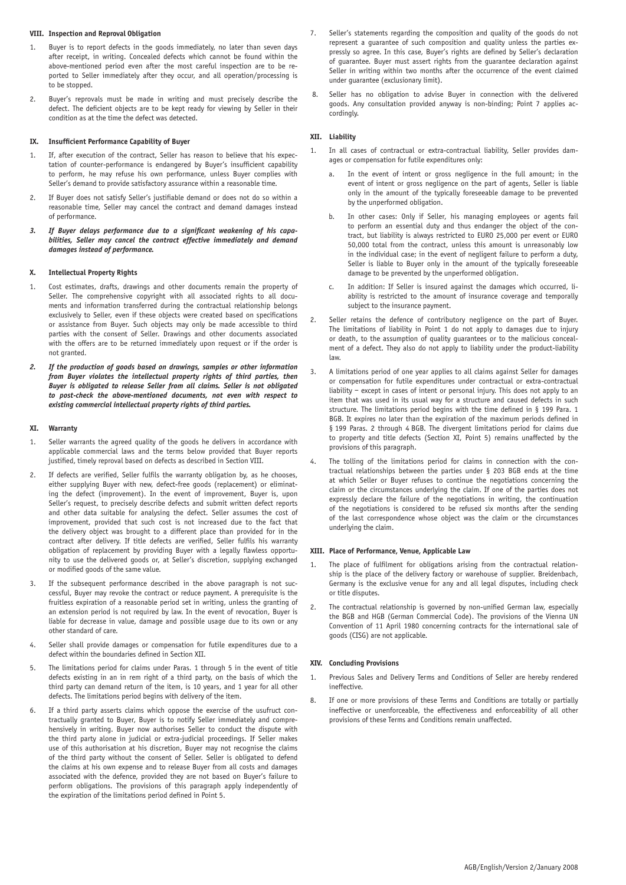## VIII. Inspection and Reproval Obligation

1. Buyer is to report defects in the goods immediately, no later than seven days after receipt, in writing. Concealed defects which cannot be found within the above-mentioned period even after the most careful inspection are to be reported to Seller immediately after they occur, and all operation/processing is to be stopped.
2. Buyer's reprovals must be made in writing and must precisely describe the defect. The deficient objects are to be kept ready for viewing by Seller in their condition as at the time the defect was detected.

## IX. Insufficient Performance Capability of Buyer

1. If, after execution of the contract, Seller has reason to believe that his expectation of counter-performance is endangered by Buyer's insufficient capability to perform, he may refuse his own performance, unless Buyer complies with Seller's demand to provide satisfactory assurance within a reasonable time.
2. If Buyer does not satisfy Seller's justifiable demand or does not do so within a reasonable time, Seller may cancel the contract and demand damages instead of performance.
3. ***If Buyer delays performance due to a significant weakening of his capabilities, Seller may cancel the contract effective immediately and demand damages instead of performance.***

## X. Intellectual Property Rights

1. Cost estimates, drafts, drawings and other documents remain the property of Seller. The comprehensive copyright with all associated rights to all documents and information transferred during the contractual relationship belongs exclusively to Seller, even if these objects were created based on specifications or assistance from Buyer. Such objects may only be made accessible to third parties with the consent of Seller. Drawings and other documents associated with the offers are to be returned immediately upon request or if the order is not granted.
2. ***If the production of goods based on drawings, samples or other information from Buyer violates the intellectual property rights of third parties, then Buyer is obligated to release Seller from all claims. Seller is not obligated to post-check the above-mentioned documents, not even with respect to existing commercial intellectual property rights of third parties.***

## XI. Warranty

1. Seller warrants the agreed quality of the goods he delivers in accordance with applicable commercial laws and the terms below provided that Buyer reports justified, timely reproval based on defects as described in Section VIII.
2. If defects are verified, Seller fulfils the warranty obligation by, as he chooses, either supplying Buyer with new, defect-free goods (replacement) or eliminating the defect (improvement). In the event of improvement, Buyer is, upon Seller's request, to precisely describe defects and submit written defect reports and other data suitable for analysing the defect. Seller assumes the cost of improvement, provided that such cost is not increased due to the fact that the delivery object was brought to a different place than provided for in the contract after delivery. If title defects are verified, Seller fulfils his warranty obligation of replacement by providing Buyer with a legally flawless opportunity to use the delivered goods or, at Seller's discretion, supplying exchanged or modified goods of the same value.
3. If the subsequent performance described in the above paragraph is not successful, Buyer may revoke the contract or reduce payment. A prerequisite is the fruitless expiration of a reasonable period set in writing, unless the granting of an extension period is not required by law. In the event of revocation, Buyer is liable for decrease in value, damage and possible usage due to its own or any other standard of care.
4. Seller shall provide damages or compensation for futile expenditures due to a defect within the boundaries defined in Section XII.
5. The limitations period for claims under Paras. 1 through 5 in the event of title defects existing in an in rem right of a third party, on the basis of which the third party can demand return of the item, is 10 years, and 1 year for all other defects. The limitations period begins with delivery of the item.
6. If a third party asserts claims which oppose the exercise of the usufruct contractually granted to Buyer, Buyer is to notify Seller immediately and comprehensively in writing. Buyer now authorises Seller to conduct the dispute with the third party alone in judicial or extra-judicial proceedings. If Seller makes use of this authorisation at his discretion, Buyer may not recognise the claims of the third party without the consent of Seller. Seller is obligated to defend the claims at his own expense and to release Buyer from all costs and damages associated with the defence, provided they are not based on Buyer's failure to perform obligations. The provisions of this paragraph apply independently of the expiration of the limitations period defined in Point 5.
7. Seller's statements regarding the composition and quality of the goods do not represent a guarantee of such composition and quality unless the parties expressly so agree. In this case, Buyer's rights are defined by Seller's declaration of guarantee. Buyer must assert rights from the guarantee declaration against Seller in writing within two months after the occurrence of the event claimed under guarantee (exclusionary limit).
8. Seller has no obligation to advise Buyer in connection with the delivered goods. Any consultation provided anyway is non-binding; Point 7 applies accordingly.

## XII. Liability

1. In all cases of contractual or extra-contractual liability, Seller provides damages or compensation for futile expenditures only:
   a. In the event of intent or gross negligence in the full amount; in the event of intent or gross negligence on the part of agents, Seller is liable only in the amount of the typically foreseeable damage to be prevented by the unperformed obligation.
   b. In other cases: Only if Seller, his managing employees or agents fail to perform an essential duty and thus endanger the object of the contract, but liability is always restricted to EURO 25,000 per event or EURO 50,000 total from the contract, unless this amount is unreasonably low in the individual case; in the event of negligent failure to perform a duty, Seller is liable to Buyer only in the amount of the typically foreseeable damage to be prevented by the unperformed obligation.
   c. In addition: If Seller is insured against the damages which occurred, liability is restricted to the amount of insurance coverage and temporally subject to the insurance payment.
2. Seller retains the defence of contributory negligence on the part of Buyer. The limitations of liability in Point 1 do not apply to damages due to injury or death, to the assumption of quality guarantees or to the malicious concealment of a defect. They also do not apply to liability under the product-liability law.
3. A limitations period of one year applies to all claims against Seller for damages or compensation for futile expenditures under contractual or extra-contractual liability – except in cases of intent or personal injury. This does not apply to an item that was used in its usual way for a structure and caused defects in such structure. The limitations period begins with the time defined in § 199 Para. 1 BGB. It expires no later than the expiration of the maximum periods defined in § 199 Paras. 2 through 4 BGB. The divergent limitations period for claims due to property and title defects (Section XI, Point 5) remains unaffected by the provisions of this paragraph.
4. The tolling of the limitations period for claims in connection with the contractual relationships between the parties under § 203 BGB ends at the time at which Seller or Buyer refuses to continue the negotiations concerning the claim or the circumstances underlying the claim. If one of the parties does not expressly declare the failure of the negotiations in writing, the continuation of the negotiations is considered to be refused six months after the sending of the last correspondence whose object was the claim or the circumstances underlying the claim.

## XIII. Place of Performance, Venue, Applicable Law

1. The place of fulfilment for obligations arising from the contractual relationship is the place of the delivery factory or warehouse of supplier. Breidenbach, Germany is the exclusive venue for any and all legal disputes, including check or title disputes.
2. The contractual relationship is governed by non-unified German law, especially the BGB and HGB (German Commercial Code). The provisions of the Vienna UN Convention of 11 April 1980 concerning contracts for the international sale of goods (CISG) are not applicable.

## XIV. Concluding Provisions

1. Previous Sales and Delivery Terms and Conditions of Seller are hereby rendered ineffective.
8. If one or more provisions of these Terms and Conditions are totally or partially ineffective or unenforceable, the effectiveness and enforceability of all other provisions of these Terms and Conditions remain unaffected.

AGB/English/Version 2/January 2008